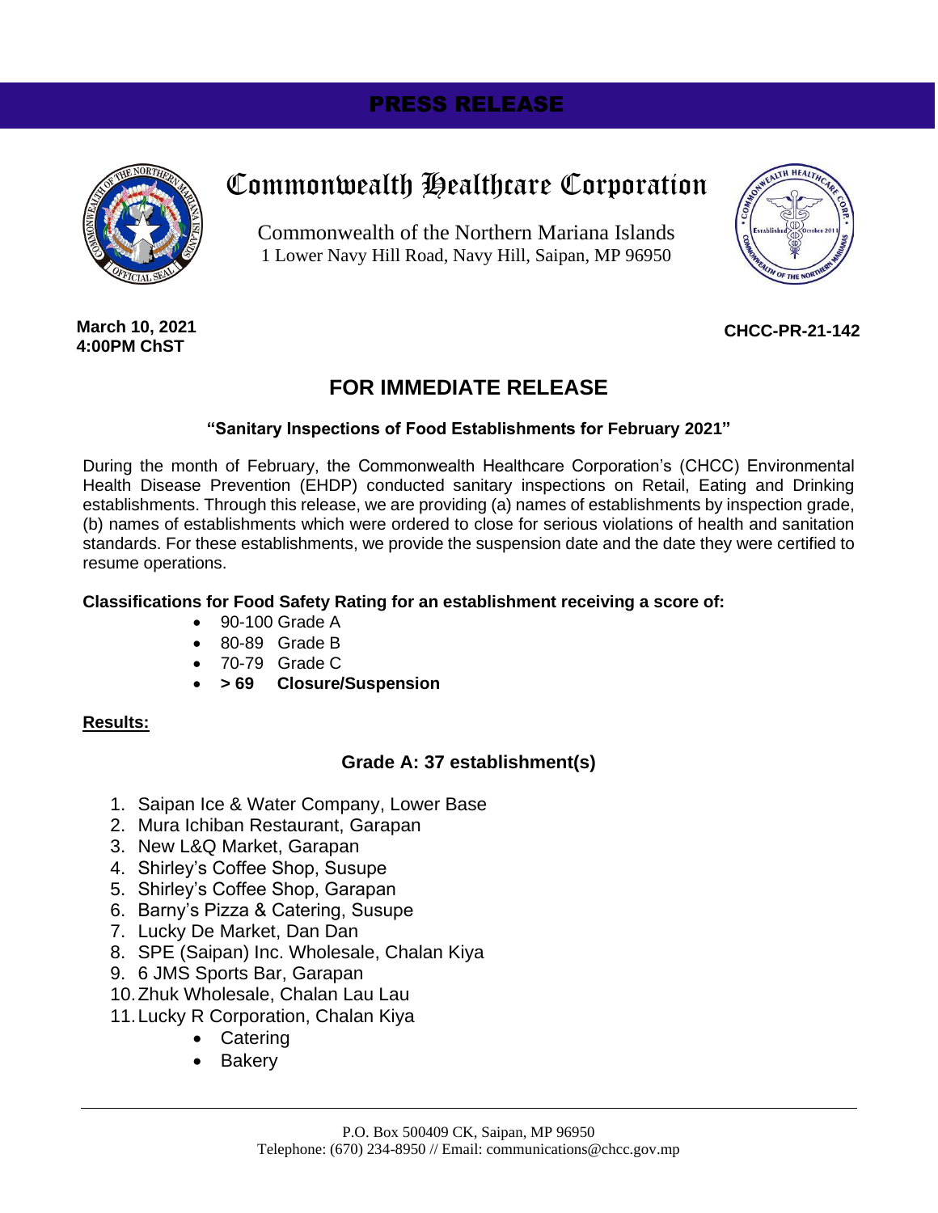**PRESS RELEASE**

# Commonwealth Healthcare Corporation

Commonwealth of the Northern Mariana Islands
1 Lower Navy Hill Road, Navy Hill, Saipan, MP 96950

**March 10, 2021**
**4:00PM ChST**

**CHCC-PR-21-142**

## FOR IMMEDIATE RELEASE

### "Sanitary Inspections of Food Establishments for February 2021"

During the month of February, the Commonwealth Healthcare Corporation's (CHCC) Environmental Health Disease Prevention (EHDP) conducted sanitary inspections on Retail, Eating and Drinking establishments. Through this release, we are providing (a) names of establishments by inspection grade, (b) names of establishments which were ordered to close for serious violations of health and sanitation standards. For these establishments, we provide the suspension date and the date they were certified to resume operations.

**Classifications for Food Safety Rating for an establishment receiving a score of:**

- 90-100 Grade A
- 80-89 Grade B
- 70-79 Grade C
- **> 69 Closure/Suspension**

**Results:**

### Grade A: 37 establishment(s)

1. Saipan Ice & Water Company, Lower Base
2. Mura Ichiban Restaurant, Garapan
3. New L&Q Market, Garapan
4. Shirley's Coffee Shop, Susupe
5. Shirley's Coffee Shop, Garapan
6. Barny's Pizza & Catering, Susupe
7. Lucky De Market, Dan Dan
8. SPE (Saipan) Inc. Wholesale, Chalan Kiya
9. 6 JMS Sports Bar, Garapan
10. Zhuk Wholesale, Chalan Lau Lau
11. Lucky R Corporation, Chalan Kiya
    - Catering
    - Bakery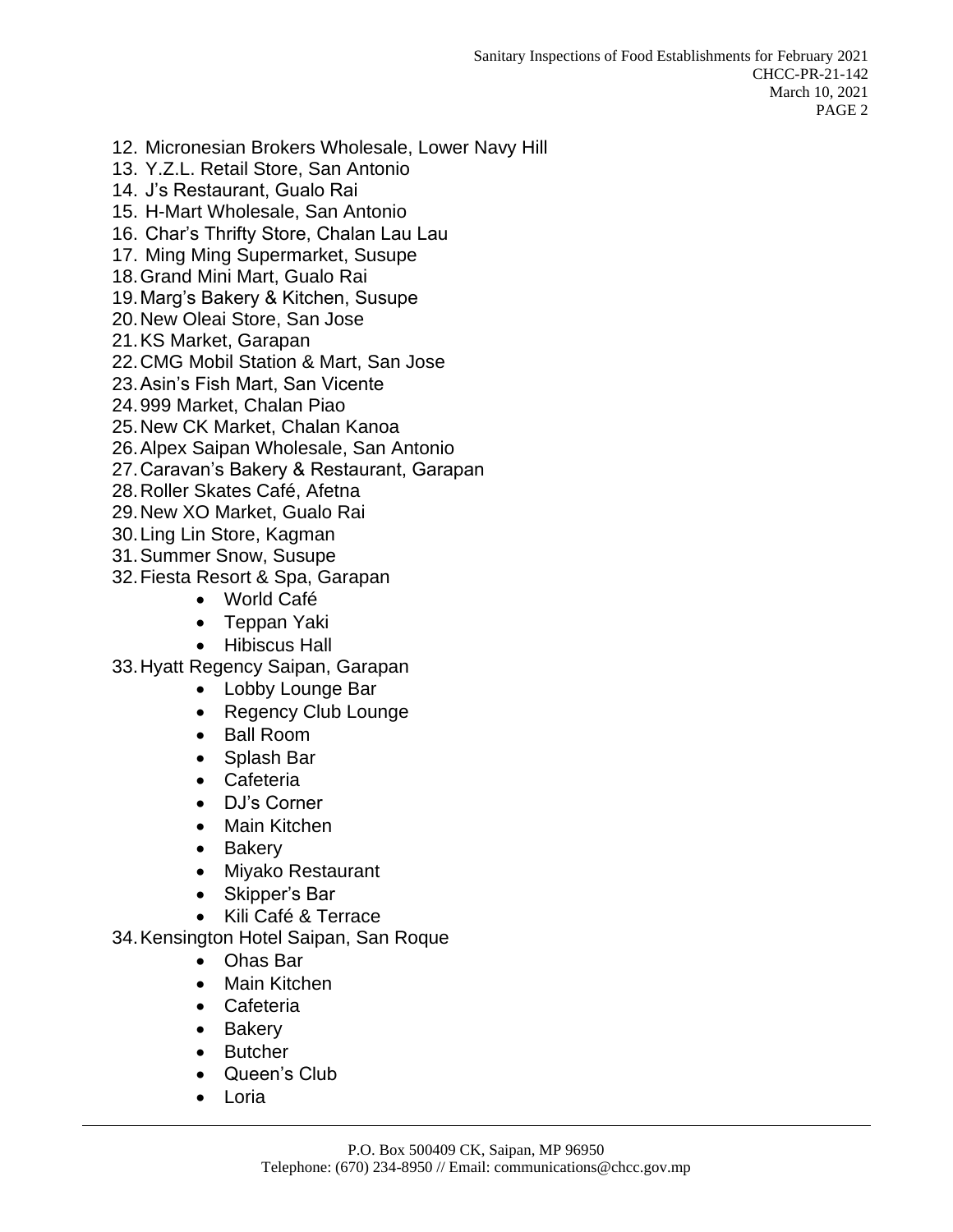12. Micronesian Brokers Wholesale, Lower Navy Hill
13. Y.Z.L. Retail Store, San Antonio
14. J's Restaurant, Gualo Rai
15. H-Mart Wholesale, San Antonio
16. Char's Thrifty Store, Chalan Lau Lau
17. Ming Ming Supermarket, Susupe
18. Grand Mini Mart, Gualo Rai
19. Marg's Bakery & Kitchen, Susupe
20. New Oleai Store, San Jose
21. KS Market, Garapan
22. CMG Mobil Station & Mart, San Jose
23. Asin's Fish Mart, San Vicente
24. 999 Market, Chalan Piao
25. New CK Market, Chalan Kanoa
26. Alpex Saipan Wholesale, San Antonio
27. Caravan's Bakery & Restaurant, Garapan
28. Roller Skates Café, Afetna
29. New XO Market, Gualo Rai
30. Ling Lin Store, Kagman
31. Summer Snow, Susupe
32. Fiesta Resort & Spa, Garapan
    - World Café
    - Teppan Yaki
    - Hibiscus Hall
33. Hyatt Regency Saipan, Garapan
    - Lobby Lounge Bar
    - Regency Club Lounge
    - Ball Room
    - Splash Bar
    - Cafeteria
    - DJ's Corner
    - Main Kitchen
    - Bakery
    - Miyako Restaurant
    - Skipper's Bar
    - Kili Café & Terrace
34. Kensington Hotel Saipan, San Roque
    - Ohas Bar
    - Main Kitchen
    - Cafeteria
    - Bakery
    - Butcher
    - Queen's Club
    - Loria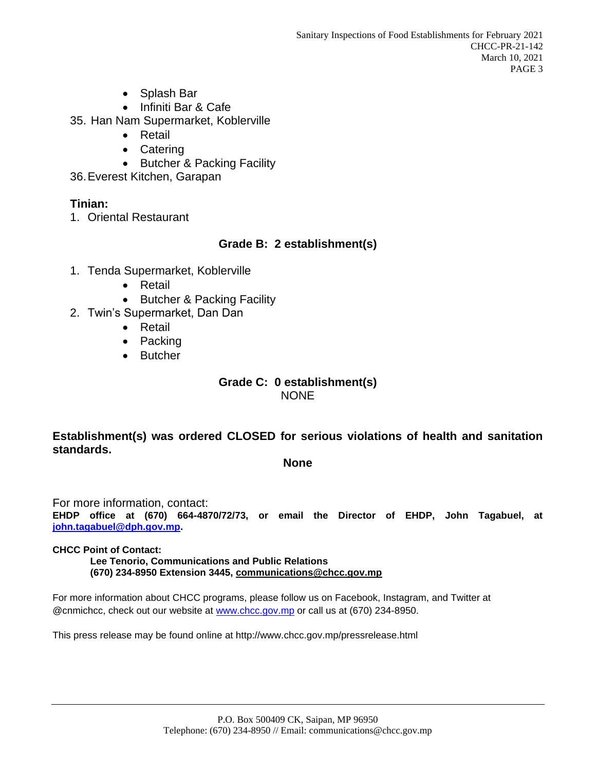- Splash Bar
- Infiniti Bar & Cafe

35. Han Nam Supermarket, Koblerville
    - Retail
    - Catering
    - Butcher & Packing Facility
36. Everest Kitchen, Garapan

**Tinian:**

1. Oriental Restaurant

**Grade B: 2 establishment(s)**

1. Tenda Supermarket, Koblerville
    - Retail
    - Butcher & Packing Facility
2. Twin's Supermarket, Dan Dan
    - Retail
    - Packing
    - Butcher

**Grade C: 0 establishment(s)**

NONE

**Establishment(s) was ordered CLOSED for serious violations of health and sanitation standards.**

**None**

For more information, contact:
**EHDP office at (670) 664-4870/72/73, or email the Director of EHDP, John Tagabuel, at john.tagabuel@dph.gov.mp.**

**CHCC Point of Contact:**
**Lee Tenorio, Communications and Public Relations**
**(670) 234-8950 Extension 3445, communications@chcc.gov.mp**

For more information about CHCC programs, please follow us on Facebook, Instagram, and Twitter at @cnmichcc, check out our website at www.chcc.gov.mp or call us at (670) 234-8950.

This press release may be found online at http://www.chcc.gov.mp/pressrelease.html

P.O. Box 500409 CK, Saipan, MP 96950
Telephone: (670) 234-8950 // Email: communications@chcc.gov.mp